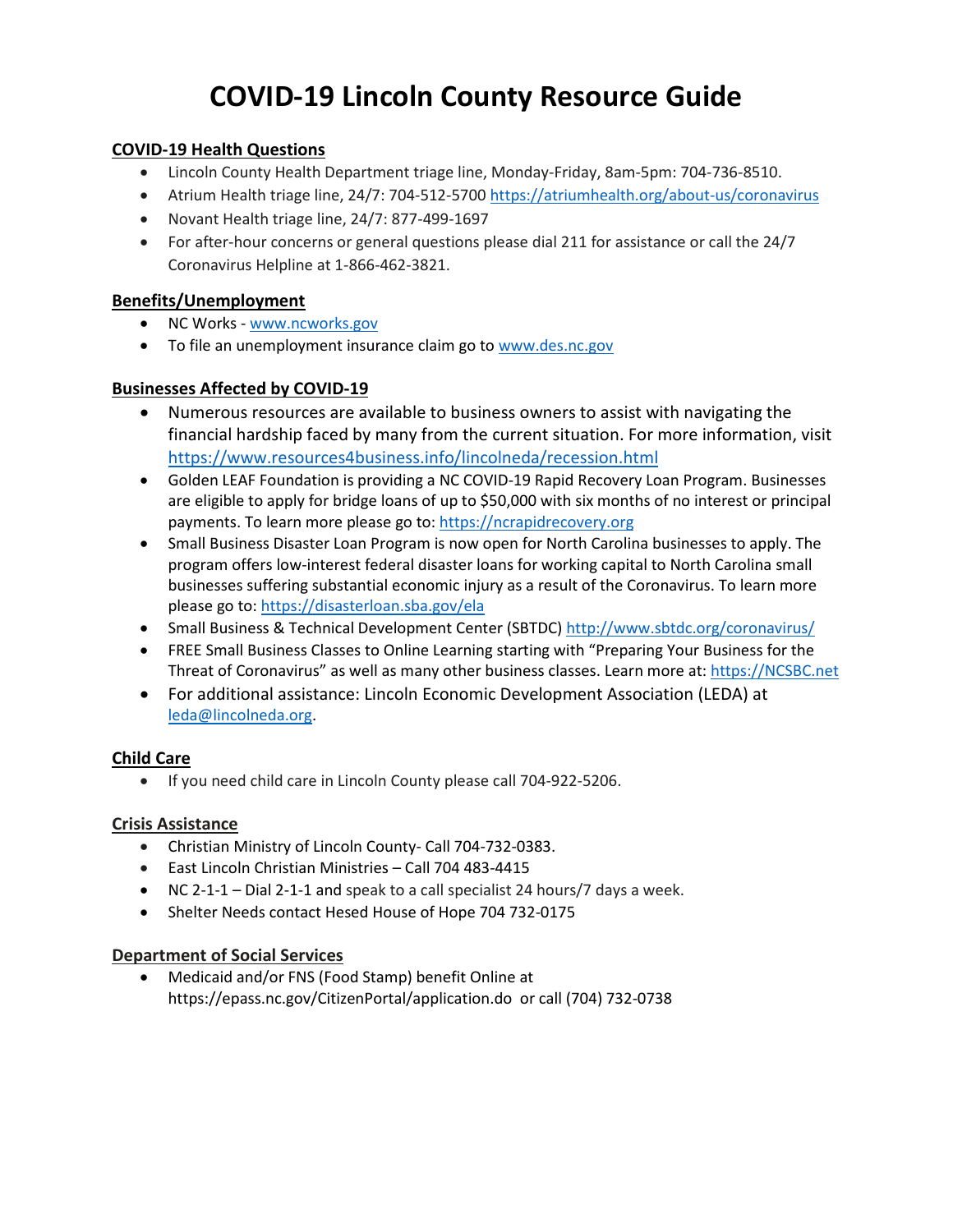# COVID-19 Lincoln County Resource Guide

## COVID-19 Health Questions

- Lincoln County Health Department triage line, Monday-Friday, 8am-5pm: 704-736-8510.
- Atrium Health triage line, 24/7: 704-512-5700 https://atriumhealth.org/about-us/coronavirus
- Novant Health triage line, 24/7: 877-499-1697
- For after-hour concerns or general questions please dial 211 for assistance or call the 24/7 Coronavirus Helpline at 1-866-462-3821.

## Benefits/Unemployment

- NC Works - www.ncworks.gov
- To file an unemployment insurance claim go to www.des.nc.gov

## Businesses Affected by COVID-19

- Numerous resources are available to business owners to assist with navigating the financial hardship faced by many from the current situation. For more information, visit https://www.resources4business.info/lincolneda/recession.html
- Golden LEAF Foundation is providing a NC COVID-19 Rapid Recovery Loan Program. Businesses are eligible to apply for bridge loans of up to $50,000 with six months of no interest or principal payments. To learn more please go to: https://ncrapidrecovery.org
- Small Business Disaster Loan Program is now open for North Carolina businesses to apply. The program offers low-interest federal disaster loans for working capital to North Carolina small businesses suffering substantial economic injury as a result of the Coronavirus. To learn more please go to: https://disasterloan.sba.gov/ela
- Small Business & Technical Development Center (SBTDC) http://www.sbtdc.org/coronavirus/
- FREE Small Business Classes to Online Learning starting with "Preparing Your Business for the Threat of Coronavirus" as well as many other business classes. Learn more at: https://NCSBC.net
- For additional assistance: Lincoln Economic Development Association (LEDA) at leda@lincolneda.org.

## Child Care

- If you need child care in Lincoln County please call 704-922-5206.

## Crisis Assistance

- Christian Ministry of Lincoln County- Call 704-732-0383.
- East Lincoln Christian Ministries – Call 704 483-4415
- NC 2-1-1 – Dial 2-1-1 and speak to a call specialist 24 hours/7 days a week.
- Shelter Needs contact Hesed House of Hope 704 732-0175

## Department of Social Services

- Medicaid and/or FNS (Food Stamp) benefit Online at https://epass.nc.gov/CitizenPortal/application.do or call (704) 732-0738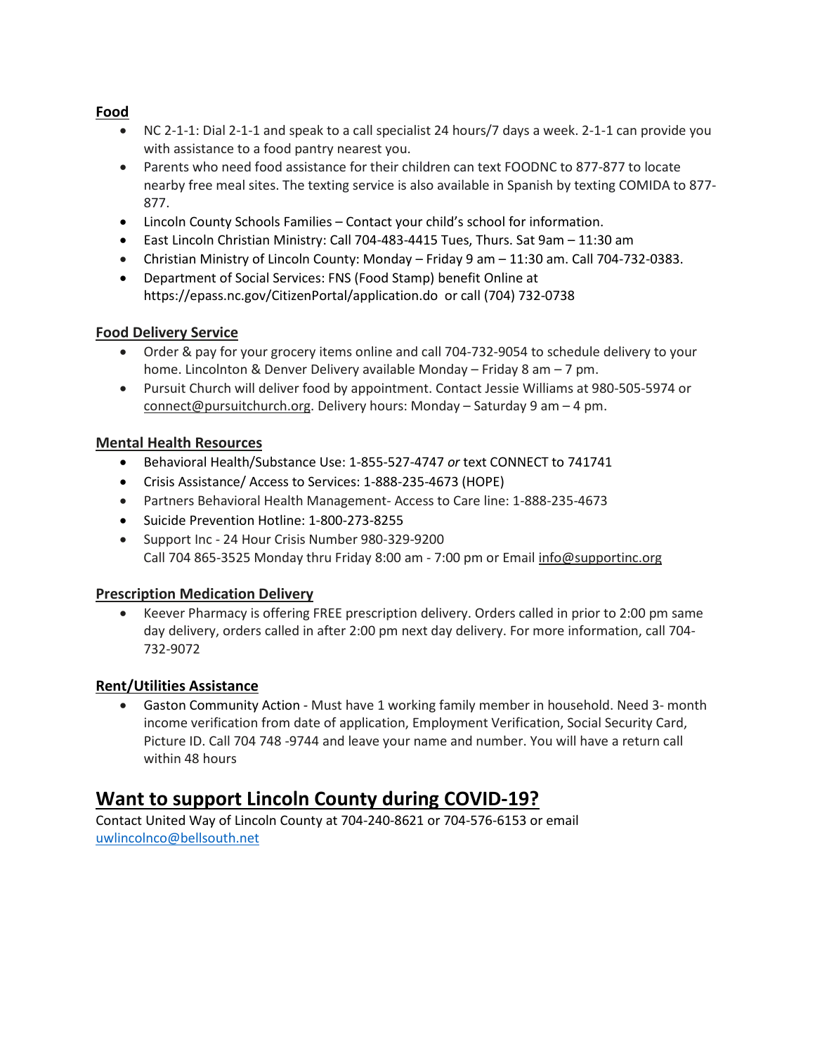**Food**

- NC 2-1-1: Dial 2-1-1 and speak to a call specialist 24 hours/7 days a week. 2-1-1 can provide you with assistance to a food pantry nearest you.
- Parents who need food assistance for their children can text FOODNC to 877-877 to locate nearby free meal sites. The texting service is also available in Spanish by texting COMIDA to 877-877.
- Lincoln County Schools Families – Contact your child's school for information.
- East Lincoln Christian Ministry: Call 704-483-4415 Tues, Thurs. Sat 9am – 11:30 am
- Christian Ministry of Lincoln County: Monday – Friday 9 am – 11:30 am. Call 704-732-0383.
- Department of Social Services: FNS (Food Stamp) benefit Online at https://epass.nc.gov/CitizenPortal/application.do or call (704) 732-0738

**Food Delivery Service**

- Order & pay for your grocery items online and call 704-732-9054 to schedule delivery to your home. Lincolnton & Denver Delivery available Monday – Friday 8 am – 7 pm.
- Pursuit Church will deliver food by appointment. Contact Jessie Williams at 980-505-5974 or connect@pursuitchurch.org. Delivery hours: Monday – Saturday 9 am – 4 pm.

**Mental Health Resources**

- Behavioral Health/Substance Use: 1-855-527-4747 *or* text CONNECT to 741741
- Crisis Assistance/ Access to Services: 1-888-235-4673 (HOPE)
- Partners Behavioral Health Management- Access to Care line: 1-888-235-4673
- Suicide Prevention Hotline: 1-800-273-8255
- Support Inc - 24 Hour Crisis Number 980-329-9200
  Call 704 865-3525 Monday thru Friday 8:00 am - 7:00 pm or Email info@supportinc.org

**Prescription Medication Delivery**

- Keever Pharmacy is offering FREE prescription delivery. Orders called in prior to 2:00 pm same day delivery, orders called in after 2:00 pm next day delivery. For more information, call 704-732-9072

**Rent/Utilities Assistance**

- Gaston Community Action - Must have 1 working family member in household. Need 3- month income verification from date of application, Employment Verification, Social Security Card, Picture ID. Call 704 748 -9744 and leave your name and number. You will have a return call within 48 hours

## Want to support Lincoln County during COVID-19?

Contact United Way of Lincoln County at 704-240-8621 or 704-576-6153 or email uwlincolnco@bellsouth.net